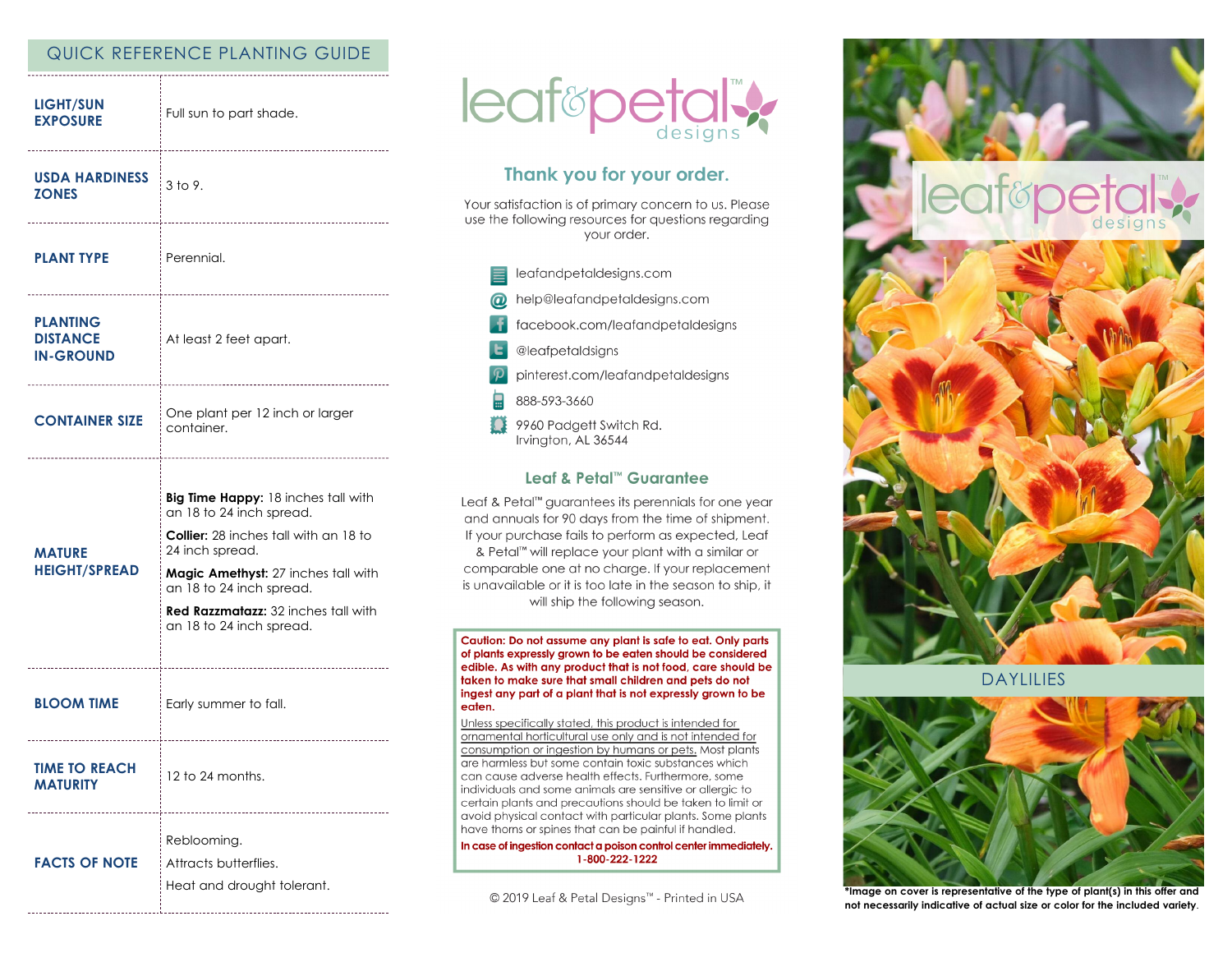## QUICK REFERENCE PLANTING GUIDE

| | |
|---|---|
| **LIGHT/SUN EXPOSURE** | Full sun to part shade. |
| **USDA HARDINESS ZONES** | 3 to 9. |
| **PLANT TYPE** | Perennial. |
| **PLANTING DISTANCE IN-GROUND** | At least 2 feet apart. |
| **CONTAINER SIZE** | One plant per 12 inch or larger container. |
| **MATURE HEIGHT/SPREAD** | **Big Time Happy:** 18 inches tall with an 18 to 24 inch spread. **Collier:** 28 inches tall with an 18 to 24 inch spread. **Magic Amethyst:** 27 inches tall with an 18 to 24 inch spread. **Red Razzmatazz:** 32 inches tall with an 18 to 24 inch spread. |
| **BLOOM TIME** | Early summer to fall. |
| **TIME TO REACH MATURITY** | 12 to 24 months. |
| **FACTS OF NOTE** | Reblooming. Attracts butterflies. Heat and drought tolerant. |

leaf&petal™ designs

## Thank you for your order.

Your satisfaction is of primary concern to us. Please use the following resources for questions regarding your order.

- leafandpetaldesigns.com
- help@leafandpetaldesigns.com
- facebook.com/leafandpetaldesigns
- @leafpetaldsigns
- pinterest.com/leafandpetaldesigns
- 888-593-3660
- 9960 Padgett Switch Rd.
  Irvington, AL 36544

## Leaf & Petal™ Guarantee

Leaf & Petal™ guarantees its perennials for one year and annuals for 90 days from the time of shipment. If your purchase fails to perform as expected, Leaf & Petal™ will replace your plant with a similar or comparable one at no charge. If your replacement is unavailable or it is too late in the season to ship, it will ship the following season.

**Caution: Do not assume any plant is safe to eat. Only parts of plants expressly grown to be eaten should be considered edible. As with any product that is not food, care should be taken to make sure that small children and pets do not ingest any part of a plant that is not expressly grown to be eaten.**

Unless specifically stated, this product is intended for ornamental horticultural use only and is not intended for consumption or ingestion by humans or pets. Most plants are harmless but some contain toxic substances which can cause adverse health effects. Furthermore, some individuals and some animals are sensitive or allergic to certain plants and precautions should be taken to limit or avoid physical contact with particular plants. Some plants have thorns or spines that can be painful if handled.

**In case of ingestion contact a poison control center immediately. 1-800-222-1222**

© 2019 Leaf & Petal Designs™ - Printed in USA

leaf&petal™ designs

# DAYLILIES

*Image on cover is representative of the type of plant(s) in this offer and not necessarily indicative of actual size or color for the included variety.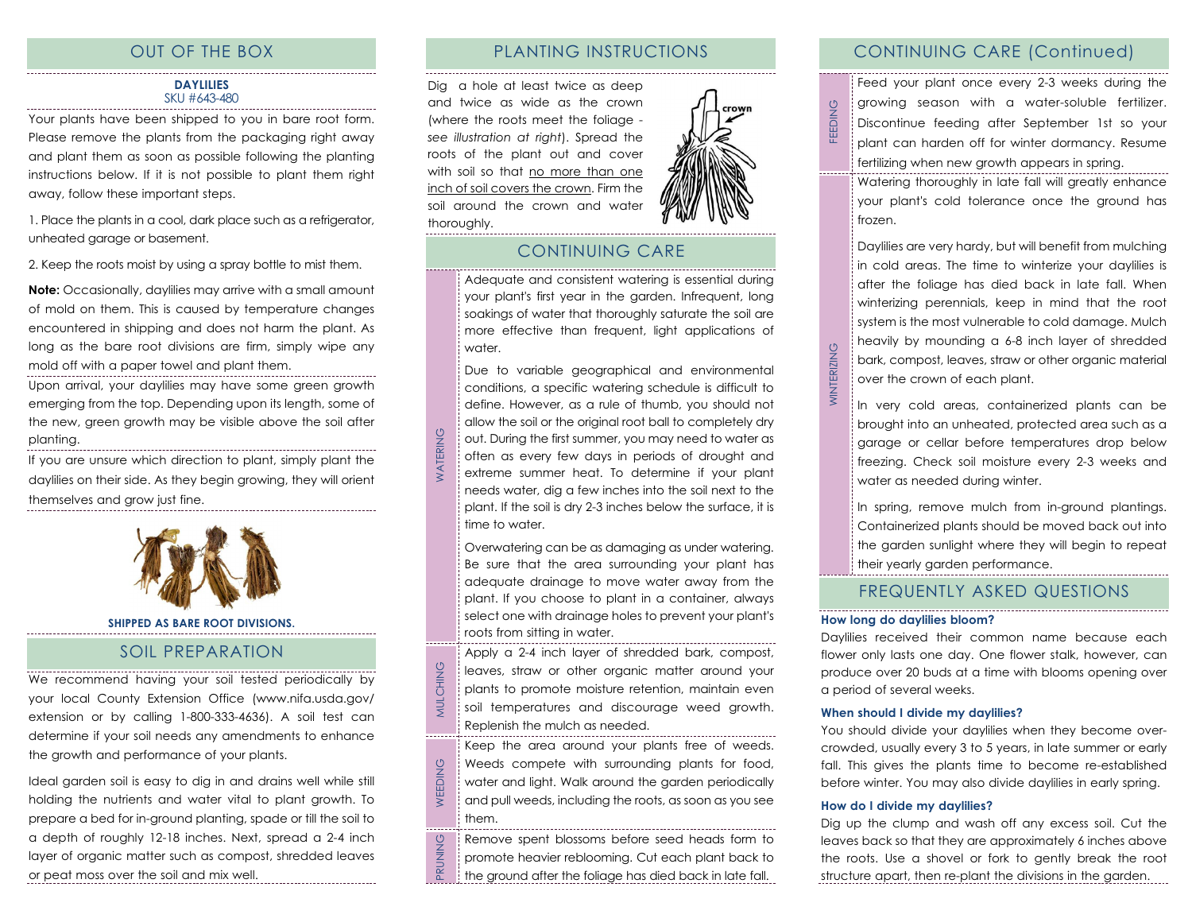## OUT OF THE BOX

**DAYLILIES**
SKU #643-480

Your plants have been shipped to you in bare root form. Please remove the plants from the packaging right away and plant them as soon as possible following the planting instructions below. If it is not possible to plant them right away, follow these important steps.

1. Place the plants in a cool, dark place such as a refrigerator, unheated garage or basement.

2. Keep the roots moist by using a spray bottle to mist them.

**Note:** Occasionally, daylilies may arrive with a small amount of mold on them. This is caused by temperature changes encountered in shipping and does not harm the plant. As long as the bare root divisions are firm, simply wipe any mold off with a paper towel and plant them.

Upon arrival, your daylilies may have some green growth emerging from the top. Depending upon its length, some of the new, green growth may be visible above the soil after planting.

If you are unsure which direction to plant, simply plant the daylilies on their side. As they begin growing, they will orient themselves and grow just fine.

**SHIPPED AS BARE ROOT DIVISIONS.**

## SOIL PREPARATION

We recommend having your soil tested periodically by your local County Extension Office (www.nifa.usda.gov/extension or by calling 1-800-333-4636). A soil test can determine if your soil needs any amendments to enhance the growth and performance of your plants.

Ideal garden soil is easy to dig in and drains well while still holding the nutrients and water vital to plant growth. To prepare a bed for in-ground planting, spade or till the soil to a depth of roughly 12-18 inches. Next, spread a 2-4 inch layer of organic matter such as compost, shredded leaves or peat moss over the soil and mix well.

## PLANTING INSTRUCTIONS

Dig a hole at least twice as deep and twice as wide as the crown (where the roots meet the foliage - *see illustration at right*). Spread the roots of the plant out and cover with soil so that no more than one inch of soil covers the crown. Firm the soil around the crown and water thoroughly.

crown

## CONTINUING CARE

**WATERING**

Adequate and consistent watering is essential during your plant's first year in the garden. Infrequent, long soakings of water that thoroughly saturate the soil are more effective than frequent, light applications of water.

Due to variable geographical and environmental conditions, a specific watering schedule is difficult to define. However, as a rule of thumb, you should not allow the soil or the original root ball to completely dry out. During the first summer, you may need to water as often as every few days in periods of drought and extreme summer heat. To determine if your plant needs water, dig a few inches into the soil next to the plant. If the soil is dry 2-3 inches below the surface, it is time to water.

Overwatering can be as damaging as under watering. Be sure that the area surrounding your plant has adequate drainage to move water away from the plant. If you choose to plant in a container, always select one with drainage holes to prevent your plant's roots from sitting in water.

**MULCHING**

Apply a 2-4 inch layer of shredded bark, compost, leaves, straw or other organic matter around your plants to promote moisture retention, maintain even soil temperatures and discourage weed growth. Replenish the mulch as needed.

**WEEDING**

Keep the area around your plants free of weeds. Weeds compete with surrounding plants for food, water and light. Walk around the garden periodically and pull weeds, including the roots, as soon as you see them.

**PRUNING**

Remove spent blossoms before seed heads form to promote heavier reblooming. Cut each plant back to the ground after the foliage has died back in late fall.

## CONTINUING CARE (Continued)

**FEEDING**

Feed your plant once every 2-3 weeks during the growing season with a water-soluble fertilizer. Discontinue feeding after September 1st so your plant can harden off for winter dormancy. Resume fertilizing when new growth appears in spring.

**WINTERIZING**

Watering thoroughly in late fall will greatly enhance your plant's cold tolerance once the ground has frozen.

Daylilies are very hardy, but will benefit from mulching in cold areas. The time to winterize your daylilies is after the foliage has died back in late fall. When winterizing perennials, keep in mind that the root system is the most vulnerable to cold damage. Mulch heavily by mounding a 6-8 inch layer of shredded bark, compost, leaves, straw or other organic material over the crown of each plant.

In very cold areas, containerized plants can be brought into an unheated, protected area such as a garage or cellar before temperatures drop below freezing. Check soil moisture every 2-3 weeks and water as needed during winter.

In spring, remove mulch from in-ground plantings. Containerized plants should be moved back out into the garden sunlight where they will begin to repeat their yearly garden performance.

## FREQUENTLY ASKED QUESTIONS

**How long do daylilies bloom?**

Daylilies received their common name because each flower only lasts one day. One flower stalk, however, can produce over 20 buds at a time with blooms opening over a period of several weeks.

**When should I divide my daylilies?**

You should divide your daylilies when they become over-crowded, usually every 3 to 5 years, in late summer or early fall. This gives the plants time to become re-established before winter. You may also divide daylilies in early spring.

**How do I divide my daylilies?**

Dig up the clump and wash off any excess soil. Cut the leaves back so that they are approximately 6 inches above the roots. Use a shovel or fork to gently break the root structure apart, then re-plant the divisions in the garden.